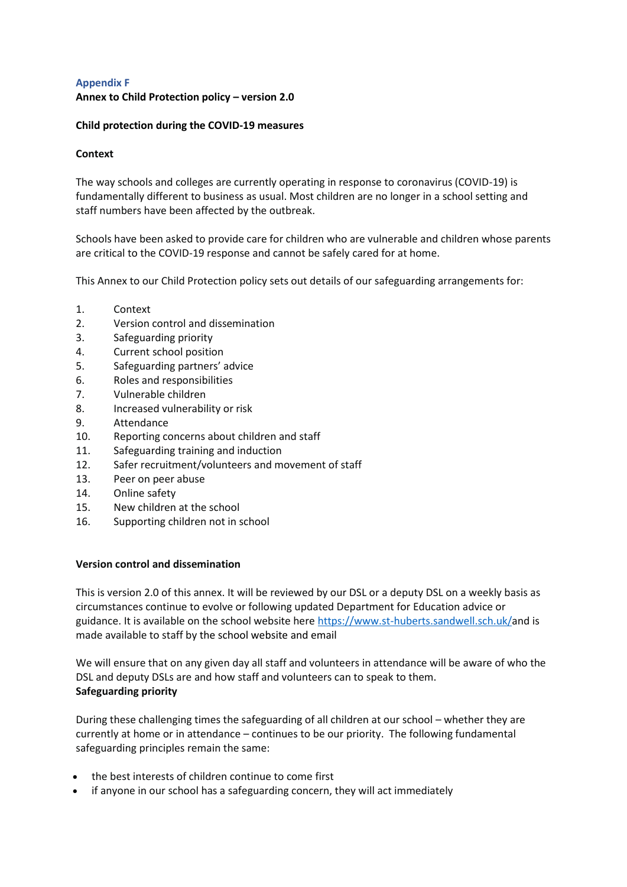## Appendix F

**Annex to Child Protection policy – version 2.0**

**Child protection during the COVID-19 measures**

**Context**

The way schools and colleges are currently operating in response to coronavirus (COVID-19) is fundamentally different to business as usual. Most children are no longer in a school setting and staff numbers have been affected by the outbreak.

Schools have been asked to provide care for children who are vulnerable and children whose parents are critical to the COVID-19 response and cannot be safely cared for at home.

This Annex to our Child Protection policy sets out details of our safeguarding arrangements for:

1. Context
2. Version control and dissemination
3. Safeguarding priority
4. Current school position
5. Safeguarding partners' advice
6. Roles and responsibilities
7. Vulnerable children
8. Increased vulnerability or risk
9. Attendance
10. Reporting concerns about children and staff
11. Safeguarding training and induction
12. Safer recruitment/volunteers and movement of staff
13. Peer on peer abuse
14. Online safety
15. New children at the school
16. Supporting children not in school

**Version control and dissemination**

This is version 2.0 of this annex. It will be reviewed by our DSL or a deputy DSL on a weekly basis as circumstances continue to evolve or following updated Department for Education advice or guidance. It is available on the school website here [https://www.st-huberts.sandwell.sch.uk/](https://www.st-huberts.sandwell.sch.uk/)and is made available to staff by the school website and email

We will ensure that on any given day all staff and volunteers in attendance will be aware of who the DSL and deputy DSLs are and how staff and volunteers can to speak to them.

**Safeguarding priority**

During these challenging times the safeguarding of all children at our school – whether they are currently at home or in attendance – continues to be our priority. The following fundamental safeguarding principles remain the same:

- the best interests of children continue to come first
- if anyone in our school has a safeguarding concern, they will act immediately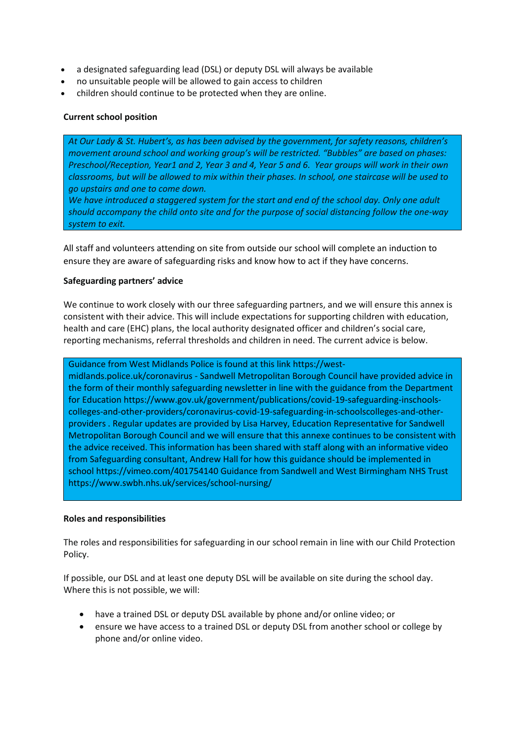- a designated safeguarding lead (DSL) or deputy DSL will always be available
- no unsuitable people will be allowed to gain access to children
- children should continue to be protected when they are online.

**Current school position**

*At Our Lady & St. Hubert's, as has been advised by the government, for safety reasons, children's movement around school and working group's will be restricted. "Bubbles" are based on phases: Preschool/Reception, Year1 and 2, Year 3 and 4, Year 5 and 6. Year groups will work in their own classrooms, but will be allowed to mix within their phases. In school, one staircase will be used to go upstairs and one to come down.*
*We have introduced a staggered system for the start and end of the school day. Only one adult should accompany the child onto site and for the purpose of social distancing follow the one-way system to exit.*

All staff and volunteers attending on site from outside our school will complete an induction to ensure they are aware of safeguarding risks and know how to act if they have concerns.

**Safeguarding partners' advice**

We continue to work closely with our three safeguarding partners, and we will ensure this annex is consistent with their advice. This will include expectations for supporting children with education, health and care (EHC) plans, the local authority designated officer and children's social care, reporting mechanisms, referral thresholds and children in need. The current advice is below.

Guidance from West Midlands Police is found at this link https://west-midlands.police.uk/coronavirus - Sandwell Metropolitan Borough Council have provided advice in the form of their monthly safeguarding newsletter in line with the guidance from the Department for Education https://www.gov.uk/government/publications/covid-19-safeguarding-inschools-colleges-and-other-providers/coronavirus-covid-19-safeguarding-in-schoolscolleges-and-other-providers . Regular updates are provided by Lisa Harvey, Education Representative for Sandwell Metropolitan Borough Council and we will ensure that this annexe continues to be consistent with the advice received. This information has been shared with staff along with an informative video from Safeguarding consultant, Andrew Hall for how this guidance should be implemented in school https://vimeo.com/401754140 Guidance from Sandwell and West Birmingham NHS Trust https://www.swbh.nhs.uk/services/school-nursing/

**Roles and responsibilities**

The roles and responsibilities for safeguarding in our school remain in line with our Child Protection Policy.

If possible, our DSL and at least one deputy DSL will be available on site during the school day. Where this is not possible, we will:

- have a trained DSL or deputy DSL available by phone and/or online video; or
- ensure we have access to a trained DSL or deputy DSL from another school or college by phone and/or online video.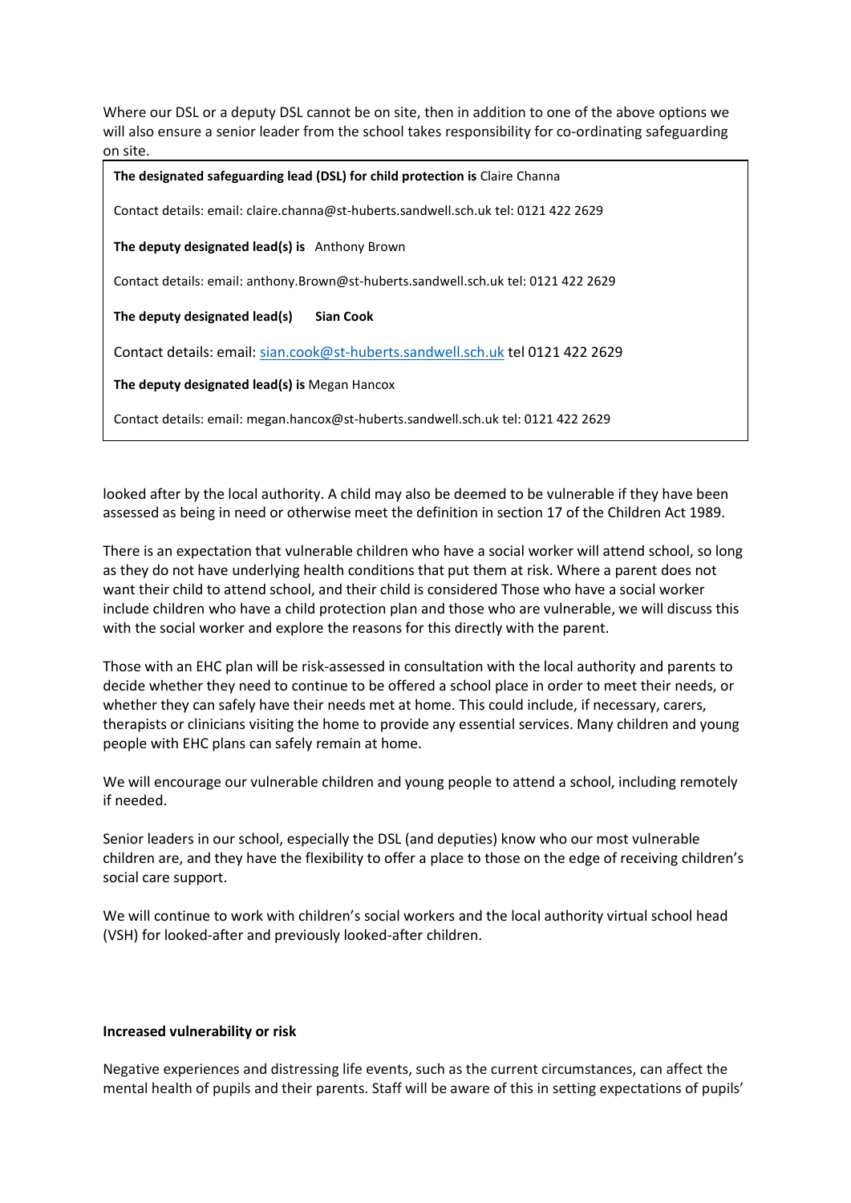Where our DSL or a deputy DSL cannot be on site, then in addition to one of the above options we will also ensure a senior leader from the school takes responsibility for co-ordinating safeguarding on site.

**The designated safeguarding lead (DSL) for child protection is** Claire Channa

Contact details: email: claire.channa@st-huberts.sandwell.sch.uk tel: 0121 422 2629

**The deputy designated lead(s) is** Anthony Brown

Contact details: email: anthony.Brown@st-huberts.sandwell.sch.uk tel: 0121 422 2629

**The deputy designated lead(s) Sian Cook**

Contact details: email: sian.cook@st-huberts.sandwell.sch.uk tel 0121 422 2629

**The deputy designated lead(s) is** Megan Hancox

Contact details: email: megan.hancox@st-huberts.sandwell.sch.uk tel: 0121 422 2629

looked after by the local authority. A child may also be deemed to be vulnerable if they have been assessed as being in need or otherwise meet the definition in section 17 of the Children Act 1989.

There is an expectation that vulnerable children who have a social worker will attend school, so long as they do not have underlying health conditions that put them at risk. Where a parent does not want their child to attend school, and their child is considered Those who have a social worker include children who have a child protection plan and those who are vulnerable, we will discuss this with the social worker and explore the reasons for this directly with the parent.

Those with an EHC plan will be risk-assessed in consultation with the local authority and parents to decide whether they need to continue to be offered a school place in order to meet their needs, or whether they can safely have their needs met at home. This could include, if necessary, carers, therapists or clinicians visiting the home to provide any essential services. Many children and young people with EHC plans can safely remain at home.

We will encourage our vulnerable children and young people to attend a school, including remotely if needed.

Senior leaders in our school, especially the DSL (and deputies) know who our most vulnerable children are, and they have the flexibility to offer a place to those on the edge of receiving children's social care support.

We will continue to work with children's social workers and the local authority virtual school head (VSH) for looked-after and previously looked-after children.

**Increased vulnerability or risk**

Negative experiences and distressing life events, such as the current circumstances, can affect the mental health of pupils and their parents. Staff will be aware of this in setting expectations of pupils'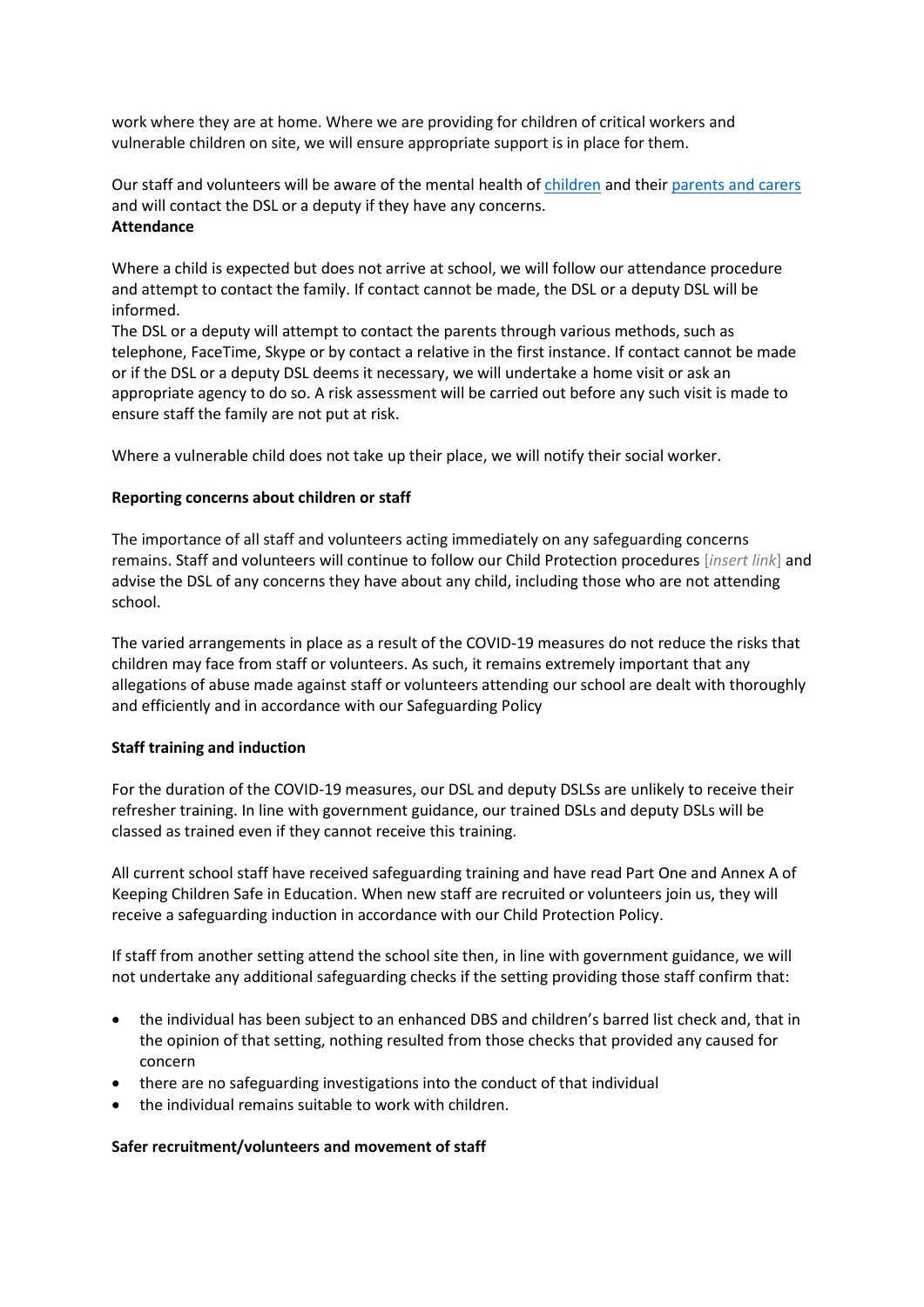work where they are at home. Where we are providing for children of critical workers and vulnerable children on site, we will ensure appropriate support is in place for them.

Our staff and volunteers will be aware of the mental health of children and their parents and carers and will contact the DSL or a deputy if they have any concerns.

**Attendance**

Where a child is expected but does not arrive at school, we will follow our attendance procedure and attempt to contact the family. If contact cannot be made, the DSL or a deputy DSL will be informed.

The DSL or a deputy will attempt to contact the parents through various methods, such as telephone, FaceTime, Skype or by contact a relative in the first instance. If contact cannot be made or if the DSL or a deputy DSL deems it necessary, we will undertake a home visit or ask an appropriate agency to do so. A risk assessment will be carried out before any such visit is made to ensure staff the family are not put at risk.

Where a vulnerable child does not take up their place, we will notify their social worker.

**Reporting concerns about children or staff**

The importance of all staff and volunteers acting immediately on any safeguarding concerns remains. Staff and volunteers will continue to follow our Child Protection procedures [*insert link*] and advise the DSL of any concerns they have about any child, including those who are not attending school.

The varied arrangements in place as a result of the COVID-19 measures do not reduce the risks that children may face from staff or volunteers. As such, it remains extremely important that any allegations of abuse made against staff or volunteers attending our school are dealt with thoroughly and efficiently and in accordance with our Safeguarding Policy

**Staff training and induction**

For the duration of the COVID-19 measures, our DSL and deputy DSLSs are unlikely to receive their refresher training. In line with government guidance, our trained DSLs and deputy DSLs will be classed as trained even if they cannot receive this training.

All current school staff have received safeguarding training and have read Part One and Annex A of Keeping Children Safe in Education. When new staff are recruited or volunteers join us, they will receive a safeguarding induction in accordance with our Child Protection Policy.

If staff from another setting attend the school site then, in line with government guidance, we will not undertake any additional safeguarding checks if the setting providing those staff confirm that:

- the individual has been subject to an enhanced DBS and children's barred list check and, that in the opinion of that setting, nothing resulted from those checks that provided any caused for concern
- there are no safeguarding investigations into the conduct of that individual
- the individual remains suitable to work with children.

**Safer recruitment/volunteers and movement of staff**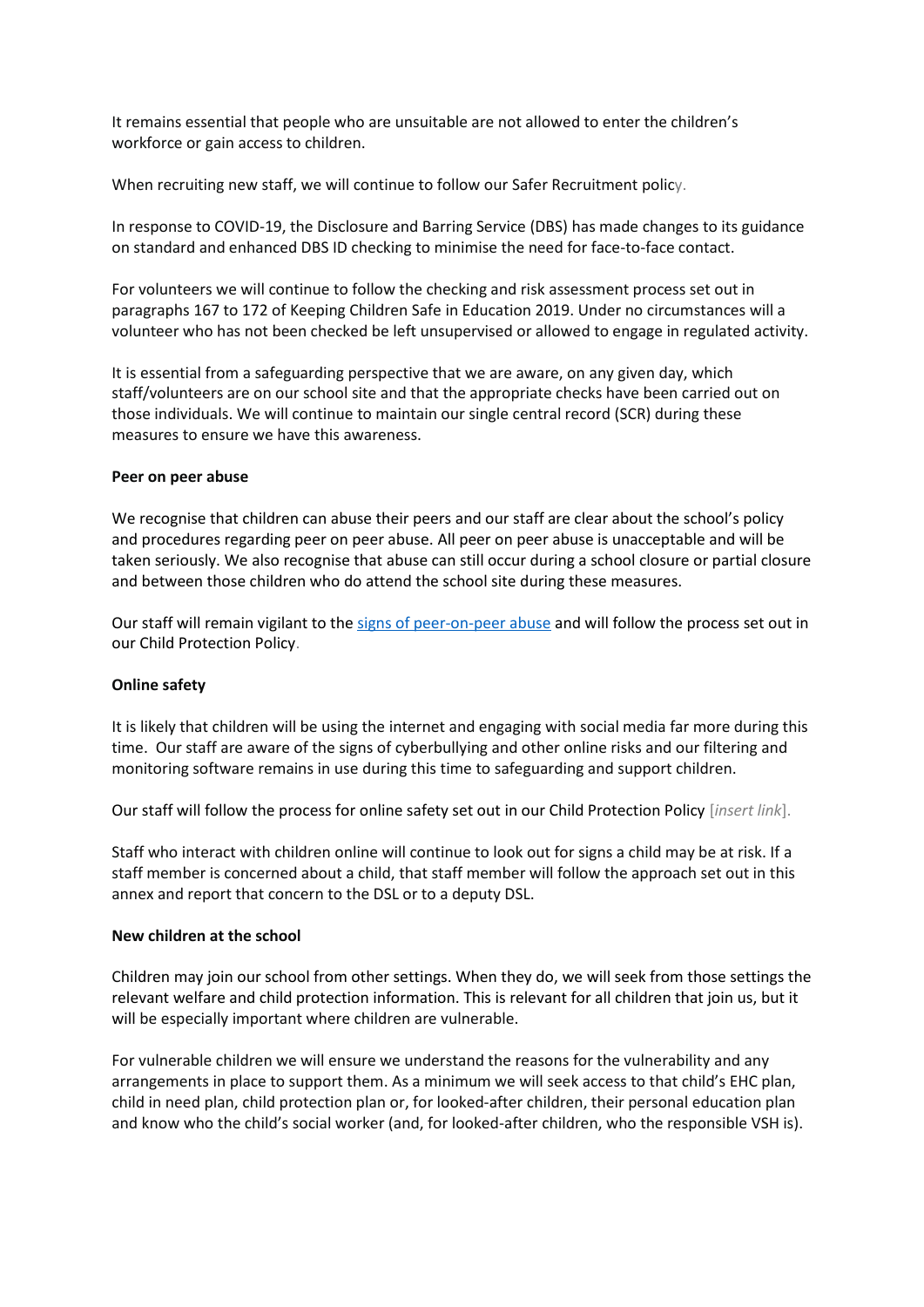It remains essential that people who are unsuitable are not allowed to enter the children's workforce or gain access to children.

When recruiting new staff, we will continue to follow our Safer Recruitment policy.

In response to COVID-19, the Disclosure and Barring Service (DBS) has made changes to its guidance on standard and enhanced DBS ID checking to minimise the need for face-to-face contact.

For volunteers we will continue to follow the checking and risk assessment process set out in paragraphs 167 to 172 of Keeping Children Safe in Education 2019. Under no circumstances will a volunteer who has not been checked be left unsupervised or allowed to engage in regulated activity.

It is essential from a safeguarding perspective that we are aware, on any given day, which staff/volunteers are on our school site and that the appropriate checks have been carried out on those individuals. We will continue to maintain our single central record (SCR) during these measures to ensure we have this awareness.

**Peer on peer abuse**

We recognise that children can abuse their peers and our staff are clear about the school's policy and procedures regarding peer on peer abuse. All peer on peer abuse is unacceptable and will be taken seriously. We also recognise that abuse can still occur during a school closure or partial closure and between those children who do attend the school site during these measures.

Our staff will remain vigilant to the signs of peer-on-peer abuse and will follow the process set out in our Child Protection Policy.

**Online safety**

It is likely that children will be using the internet and engaging with social media far more during this time. Our staff are aware of the signs of cyberbullying and other online risks and our filtering and monitoring software remains in use during this time to safeguarding and support children.

Our staff will follow the process for online safety set out in our Child Protection Policy [*insert link*].

Staff who interact with children online will continue to look out for signs a child may be at risk. If a staff member is concerned about a child, that staff member will follow the approach set out in this annex and report that concern to the DSL or to a deputy DSL.

**New children at the school**

Children may join our school from other settings. When they do, we will seek from those settings the relevant welfare and child protection information. This is relevant for all children that join us, but it will be especially important where children are vulnerable.

For vulnerable children we will ensure we understand the reasons for the vulnerability and any arrangements in place to support them. As a minimum we will seek access to that child's EHC plan, child in need plan, child protection plan or, for looked-after children, their personal education plan and know who the child's social worker (and, for looked-after children, who the responsible VSH is).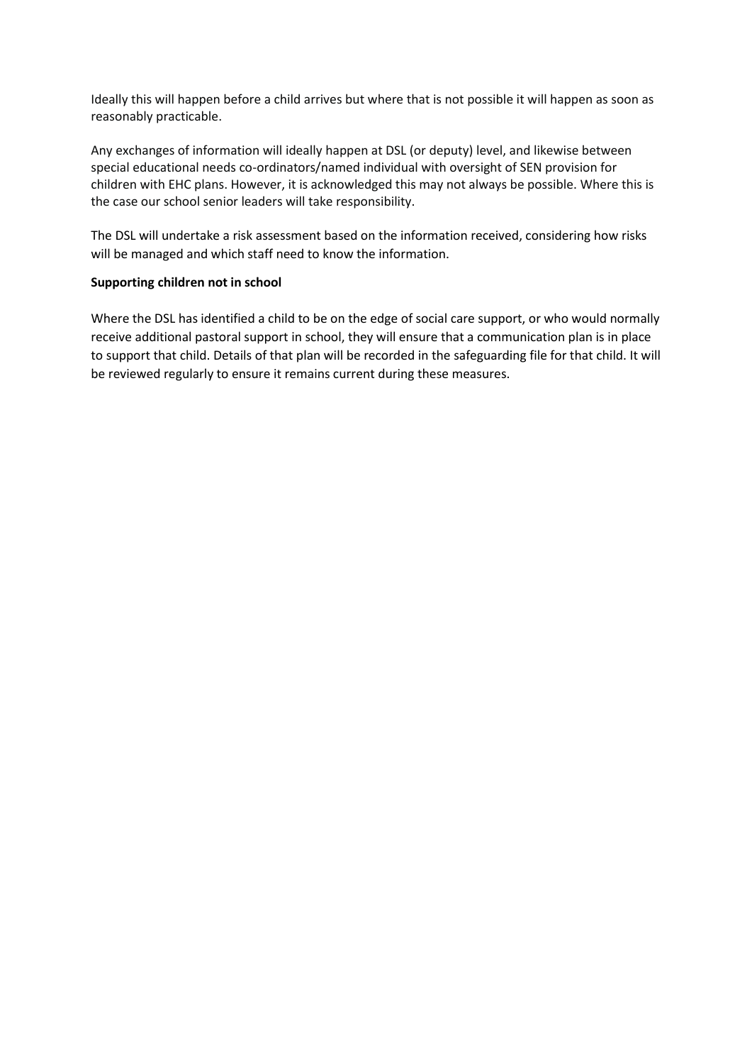Ideally this will happen before a child arrives but where that is not possible it will happen as soon as reasonably practicable.

Any exchanges of information will ideally happen at DSL (or deputy) level, and likewise between special educational needs co-ordinators/named individual with oversight of SEN provision for children with EHC plans. However, it is acknowledged this may not always be possible. Where this is the case our school senior leaders will take responsibility.

The DSL will undertake a risk assessment based on the information received, considering how risks will be managed and which staff need to know the information.

**Supporting children not in school**

Where the DSL has identified a child to be on the edge of social care support, or who would normally receive additional pastoral support in school, they will ensure that a communication plan is in place to support that child. Details of that plan will be recorded in the safeguarding file for that child. It will be reviewed regularly to ensure it remains current during these measures.